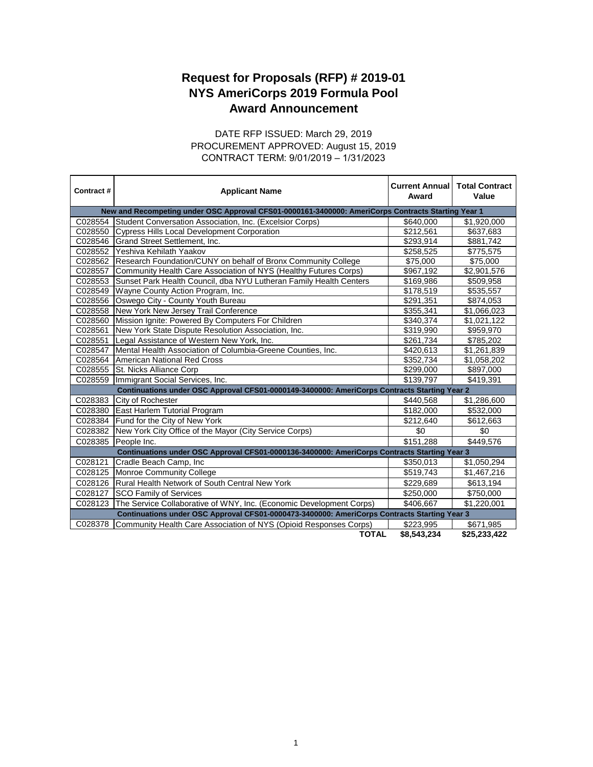# Request for Proposals (RFP) # 2019-01
# NYS AmeriCorps 2019 Formula Pool
# Award Announcement

DATE RFP ISSUED: March 29, 2019
PROCUREMENT APPROVED: August 15, 2019
CONTRACT TERM: 9/01/2019 – 1/31/2023

| Contract # | Applicant Name | Current Annual Award | Total Contract Value |
|---|---|---|---|
| **New and Recompeting under OSC Approval CFS01-0000161-3400000: AmeriCorps Contracts Starting Year 1** | | | |
| C028554 | Student Conversation Association, Inc. (Excelsior Corps) | $640,000 | $1,920,000 |
| C028550 | Cypress Hills Local Development Corporation | $212,561 | $637,683 |
| C028546 | Grand Street Settlement, Inc. | $293,914 | $881,742 |
| C028552 | Yeshiva Kehilath Yaakov | $258,525 | $775,575 |
| C028562 | Research Foundation/CUNY on behalf of Bronx Community College | $75,000 | $75,000 |
| C028557 | Community Health Care Association of NYS (Healthy Futures Corps) | $967,192 | $2,901,576 |
| C028553 | Sunset Park Health Council, dba NYU Lutheran Family Health Centers | $169,986 | $509,958 |
| C028549 | Wayne County Action Program, Inc. | $178,519 | $535,557 |
| C028556 | Oswego City - County Youth Bureau | $291,351 | $874,053 |
| C028558 | New York New Jersey Trail Conference | $355,341 | $1,066,023 |
| C028560 | Mission Ignite: Powered By Computers For Children | $340,374 | $1,021,122 |
| C028561 | New York State Dispute Resolution Association, Inc. | $319,990 | $959,970 |
| C028551 | Legal Assistance of Western New York, Inc. | $261,734 | $785,202 |
| C028547 | Mental Health Association of Columbia-Greene Counties, Inc. | $420,613 | $1,261,839 |
| C028564 | American National Red Cross | $352,734 | $1,058,202 |
| C028555 | St. Nicks Alliance Corp | $299,000 | $897,000 |
| C028559 | Immigrant Social Services, Inc. | $139,797 | $419,391 |
| **Continuations under OSC Approval CFS01-0000149-3400000: AmeriCorps Contracts Starting Year 2** | | | |
| C028383 | City of Rochester | $440,568 | $1,286,600 |
| C028380 | East Harlem Tutorial Program | $182,000 | $532,000 |
| C028384 | Fund for the City of New York | $212,640 | $612,663 |
| C028382 | New York City Office of the Mayor (City Service Corps) | $0 | $0 |
| C028385 | People Inc. | $151,288 | $449,576 |
| **Continuations under OSC Approval CFS01-0000136-3400000: AmeriCorps Contracts Starting Year 3** | | | |
| C028121 | Cradle Beach Camp, Inc | $350,013 | $1,050,294 |
| C028125 | Monroe Community College | $519,743 | $1,467,216 |
| C028126 | Rural Health Network of South Central New York | $229,689 | $613,194 |
| C028127 | SCO Family of Services | $250,000 | $750,000 |
| C028123 | The Service Collaborative of WNY, Inc. (Economic Development Corps) | $406,667 | $1,220,001 |
| **Continuations under OSC Approval CFS01-0000473-3400000: AmeriCorps Contracts Starting Year 3** | | | |
| C028378 | Community Health Care Association of NYS (Opioid Responses Corps) | $223,995 | $671,985 |
| | **TOTAL** | **$8,543,234** | **$25,233,422** |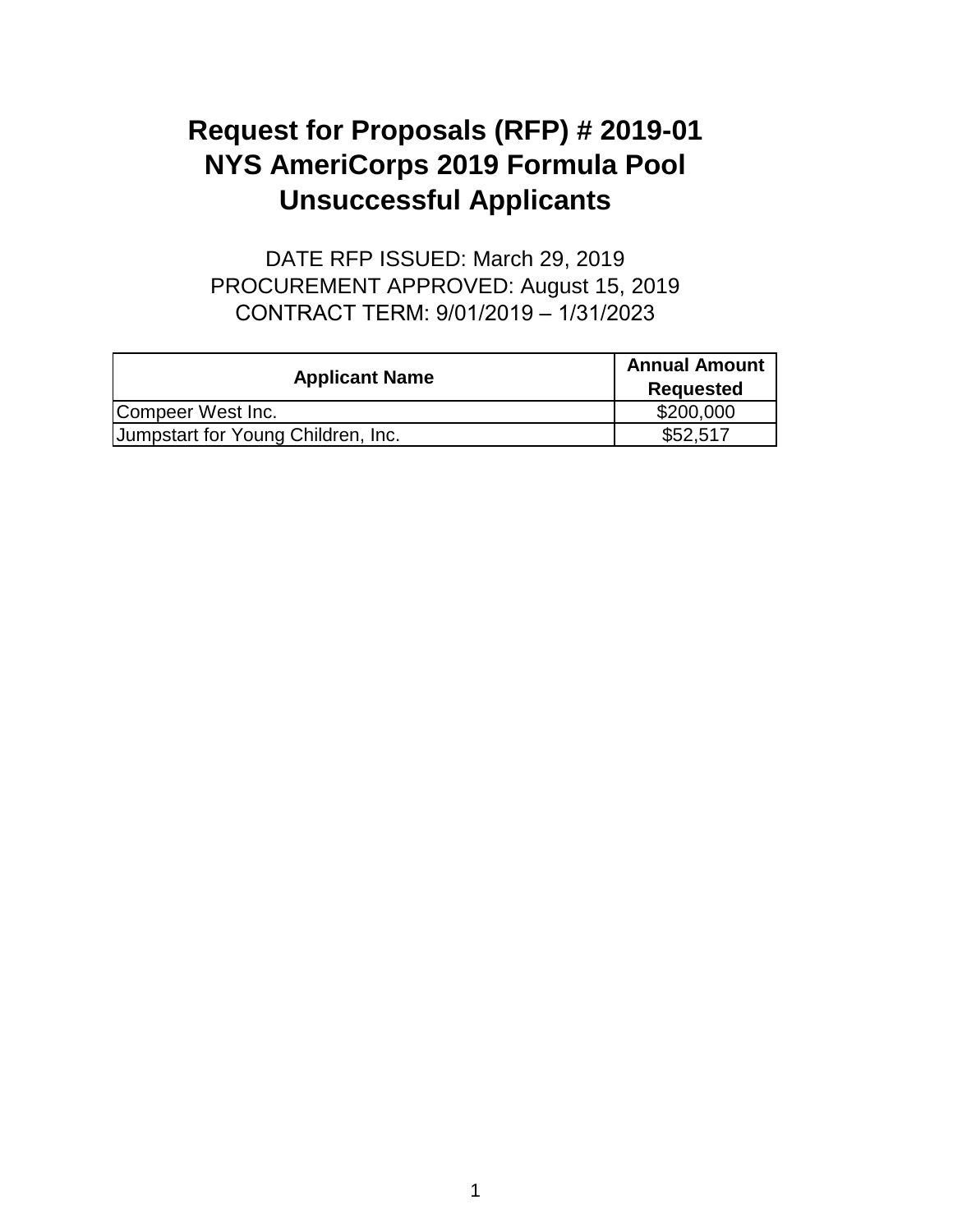# Request for Proposals (RFP) # 2019-01
# NYS AmeriCorps 2019 Formula Pool
# Unsuccessful Applicants

DATE RFP ISSUED: March 29, 2019
PROCUREMENT APPROVED: August 15, 2019
CONTRACT TERM: 9/01/2019 – 1/31/2023

| Applicant Name | Annual Amount Requested |
| --- | --- |
| Compeer West Inc. | $200,000 |
| Jumpstart for Young Children, Inc. | $52,517 |